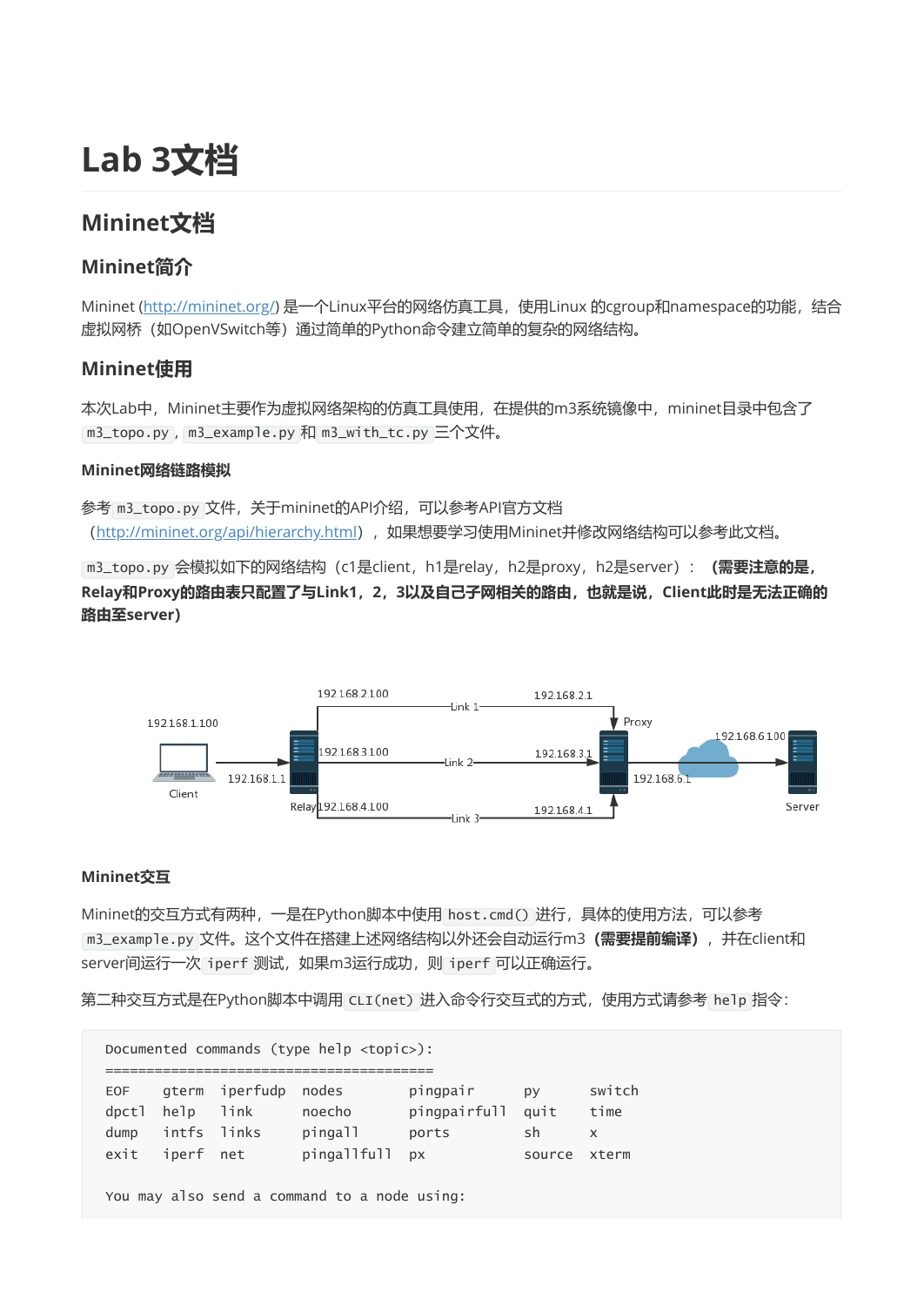# Lab 3文档

## Mininet文档

### Mininet简介

Mininet (http://mininet.org/) 是一个Linux平台的网络仿真工具，使用Linux 的cgroup和namespace的功能，结合虚拟网桥（如OpenVSwitch等）通过简单的Python命令建立简单的复杂的网络结构。

### Mininet使用

本次Lab中，Mininet主要作为虚拟网络架构的仿真工具使用，在提供的m3系统镜像中，mininet目录中包含了 `m3_topo.py`，`m3_example.py` 和 `m3_with_tc.py` 三个文件。

#### Mininet网络链路模拟

参考 `m3_topo.py` 文件，关于mininet的API介绍，可以参考API官方文档（http://mininet.org/api/hierarchy.html），如果想要学习使用Mininet并修改网络结构可以参考此文档。

`m3_topo.py` 会模拟如下的网络结构（c1是client，h1是relay，h2是proxy，h2是server）：**（需要注意的是，Relay和Proxy的路由表只配置了与Link1，2，3以及自己子网相关的路由，也就是说，Client此时是无法正确的路由至server）**

#### Mininet交互

Mininet的交互方式有两种，一是在Python脚本中使用 `host.cmd()` 进行，具体的使用方法，可以参考 `m3_example.py` 文件。这个文件在搭建上述网络结构以外还会自动运行m3 **（需要提前编译）**，并在client和server间运行一次 `iperf` 测试，如果m3运行成功，则 `iperf` 可以正确运行。

第二种交互方式是在Python脚本中调用 `CLI(net)` 进入命令行交互式的方式，使用方式请参考 `help` 指令：

```
Documented commands (type help <topic>):
========================================
EOF    gterm  iperfudp  nodes        pingpair      py      switch
dpctl  help   link      noecho       pingpairfull  quit    time
dump   intfs  links     pingall      ports         sh      x
exit   iperf  net       pingallfull  px            source  xterm

You may also send a command to a node using:
```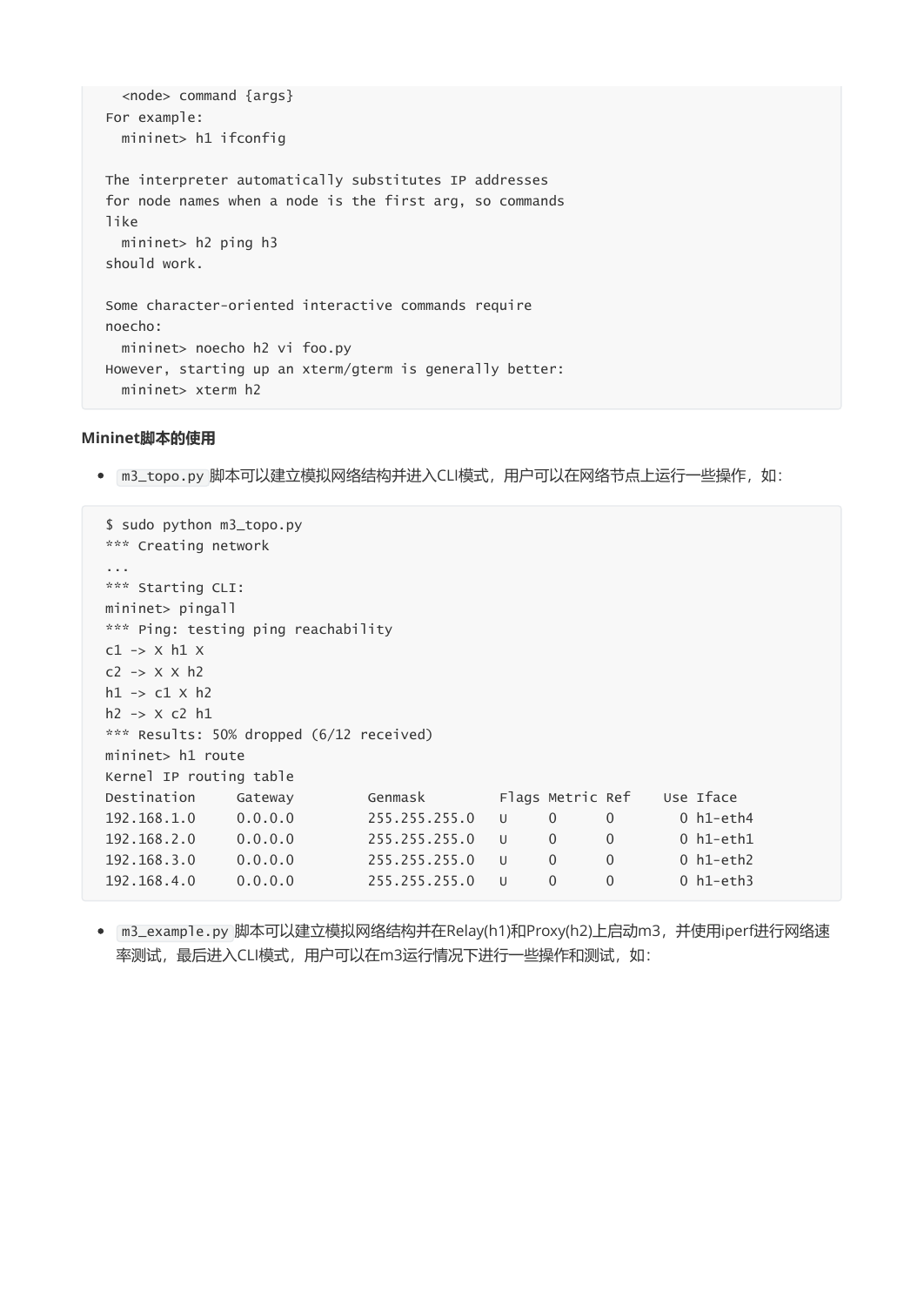```
  <node> command {args}
For example:
  mininet> h1 ifconfig

The interpreter automatically substitutes IP addresses
for node names when a node is the first arg, so commands
like
  mininet> h2 ping h3
should work.

Some character-oriented interactive commands require
noecho:
  mininet> noecho h2 vi foo.py
However, starting up an xterm/gterm is generally better:
  mininet> xterm h2
```

**Mininet脚本的使用**

- `m3_topo.py` 脚本可以建立模拟网络结构并进入CLI模式，用户可以在网络节点上运行一些操作，如：

```
$ sudo python m3_topo.py
*** Creating network
...
*** Starting CLI:
mininet> pingall
*** Ping: testing ping reachability
c1 -> X h1 X
c2 -> X X h2
h1 -> c1 X h2
h2 -> X c2 h1
*** Results: 50% dropped (6/12 received)
mininet> h1 route
Kernel IP routing table
Destination     Gateway         Genmask         Flags Metric Ref    Use Iface
192.168.1.0     0.0.0.0         255.255.255.0   U     0      0        0 h1-eth4
192.168.2.0     0.0.0.0         255.255.255.0   U     0      0        0 h1-eth1
192.168.3.0     0.0.0.0         255.255.255.0   U     0      0        0 h1-eth2
192.168.4.0     0.0.0.0         255.255.255.0   U     0      0        0 h1-eth3
```

- `m3_example.py` 脚本可以建立模拟网络结构并在Relay(h1)和Proxy(h2)上启动m3，并使用iperf进行网络速率测试，最后进入CLI模式，用户可以在m3运行情况下进行一些操作和测试，如：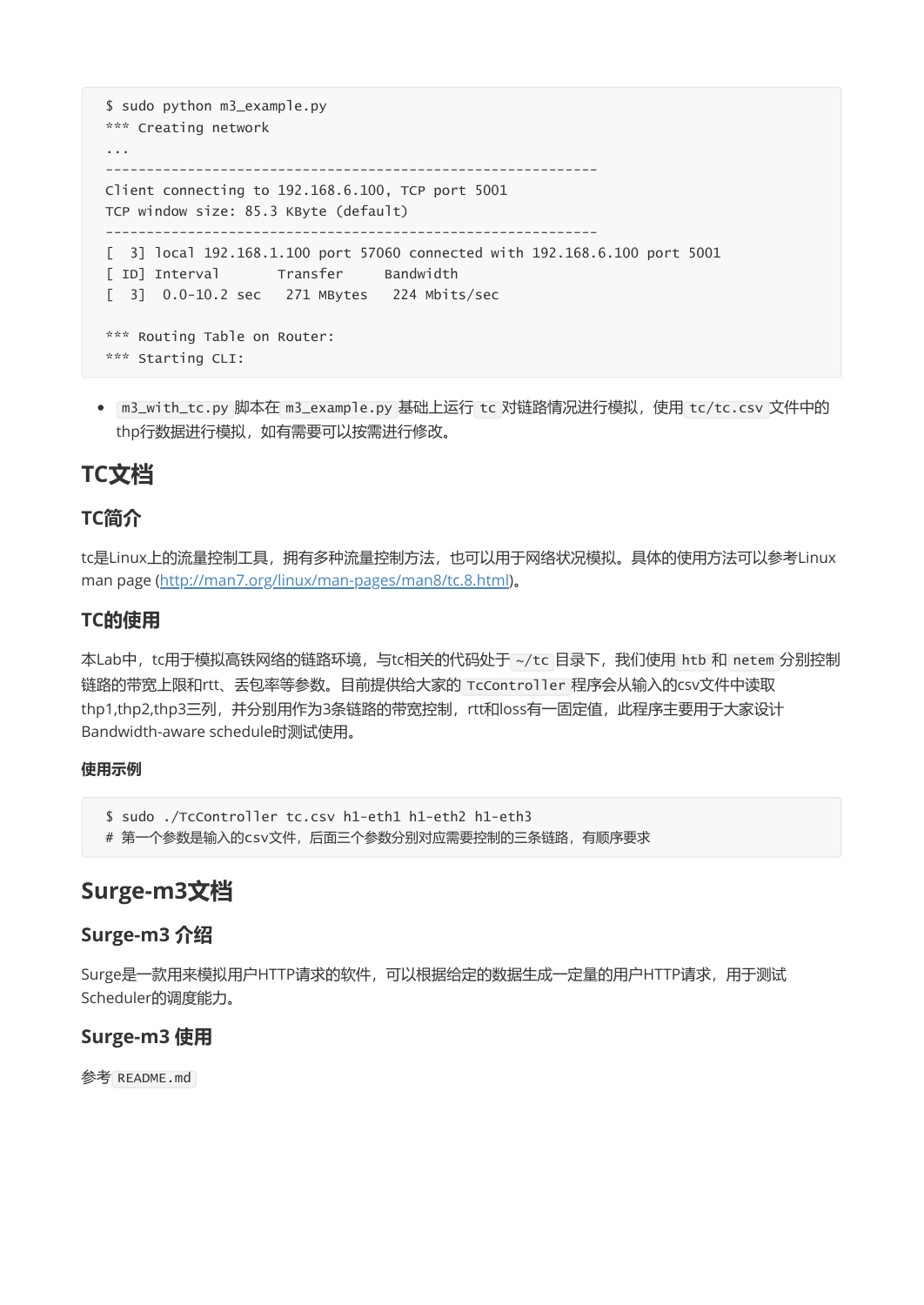```
$ sudo python m3_example.py
*** Creating network
...
------------------------------------------------------------
Client connecting to 192.168.6.100, TCP port 5001
TCP window size: 85.3 KByte (default)
------------------------------------------------------------
[  3] local 192.168.1.100 port 57060 connected with 192.168.6.100 port 5001
[ ID] Interval       Transfer     Bandwidth
[  3]  0.0-10.2 sec   271 MBytes   224 Mbits/sec

*** Routing Table on Router:
*** Starting CLI:
```

- `m3_with_tc.py` 脚本在 `m3_example.py` 基础上运行 `tc` 对链路情况进行模拟，使用 `tc/tc.csv` 文件中的thp行数据进行模拟，如有需要可以按需进行修改。

# TC文档

## TC简介

tc是Linux上的流量控制工具，拥有多种流量控制方法，也可以用于网络状况模拟。具体的使用方法可以参考Linux man page (http://man7.org/linux/man-pages/man8/tc.8.html)。

## TC的使用

本Lab中，tc用于模拟高铁网络的链路环境，与tc相关的代码处于 `~/tc` 目录下，我们使用 `htb` 和 `netem` 分别控制链路的带宽上限和rtt、丢包率等参数。目前提供给大家的 `TcController` 程序会从输入的csv文件中读取thp1,thp2,thp3三列，并分别用作为3条链路的带宽控制，rtt和loss有一固定值，此程序主要用于大家设计Bandwidth-aware schedule时测试使用。

#### 使用示例

```
$ sudo ./TcController tc.csv h1-eth1 h1-eth2 h1-eth3
# 第一个参数是输入的csv文件，后面三个参数分别对应需要控制的三条链路，有顺序要求
```

# Surge-m3文档

## Surge-m3 介绍

Surge是一款用来模拟用户HTTP请求的软件，可以根据给定的数据生成一定量的用户HTTP请求，用于测试Scheduler的调度能力。

## Surge-m3 使用

参考 `README.md`